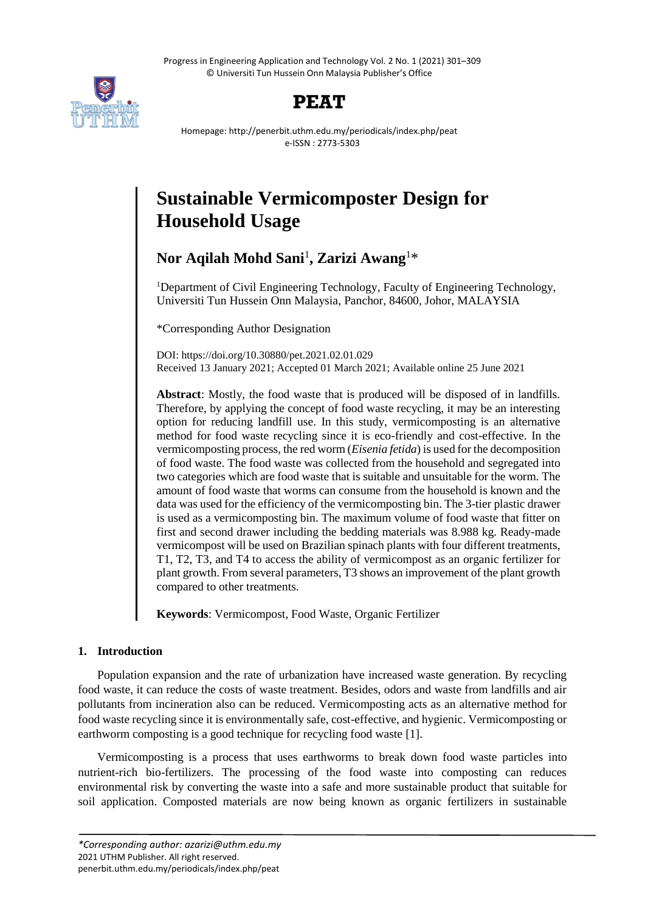# Sustainable Vermicomposter Design for Household Usage

**Nor Aqilah Mohd Sani**[1], **Zarizi Awang**[1]*

[1]Department of Civil Engineering Technology, Faculty of Engineering Technology, Universiti Tun Hussein Onn Malaysia, Panchor, 84600, Johor, MALAYSIA

*Corresponding Author Designation

DOI: https://doi.org/10.30880/pet.2021.02.01.029
Received 13 January 2021; Accepted 01 March 2021; Available online 25 June 2021

**Abstract**: Mostly, the food waste that is produced will be disposed of in landfills. Therefore, by applying the concept of food waste recycling, it may be an interesting option for reducing landfill use. In this study, vermicomposting is an alternative method for food waste recycling since it is eco-friendly and cost-effective. In the vermicomposting process, the red worm (*Eisenia fetida*) is used for the decomposition of food waste. The food waste was collected from the household and segregated into two categories which are food waste that is suitable and unsuitable for the worm. The amount of food waste that worms can consume from the household is known and the data was used for the efficiency of the vermicomposting bin. The 3-tier plastic drawer is used as a vermicomposting bin. The maximum volume of food waste that fitter on first and second drawer including the bedding materials was 8.988 kg. Ready-made vermicompost will be used on Brazilian spinach plants with four different treatments, T1, T2, T3, and T4 to access the ability of vermicompost as an organic fertilizer for plant growth. From several parameters, T3 shows an improvement of the plant growth compared to other treatments.

**Keywords**: Vermicompost, Food Waste, Organic Fertilizer

## 1. Introduction

Population expansion and the rate of urbanization have increased waste generation. By recycling food waste, it can reduce the costs of waste treatment. Besides, odors and waste from landfills and air pollutants from incineration also can be reduced. Vermicomposting acts as an alternative method for food waste recycling since it is environmentally safe, cost-effective, and hygienic. Vermicomposting or earthworm composting is a good technique for recycling food waste [1].

Vermicomposting is a process that uses earthworms to break down food waste particles into nutrient-rich bio-fertilizers. The processing of the food waste into composting can reduces environmental risk by converting the waste into a safe and more sustainable product that suitable for soil application. Composted materials are now being known as organic fertilizers in sustainable

*Corresponding author: azarizi@uthm.edu.my
2021 UTHM Publisher. All right reserved.
penerbit.uthm.edu.my/periodicals/index.php/peat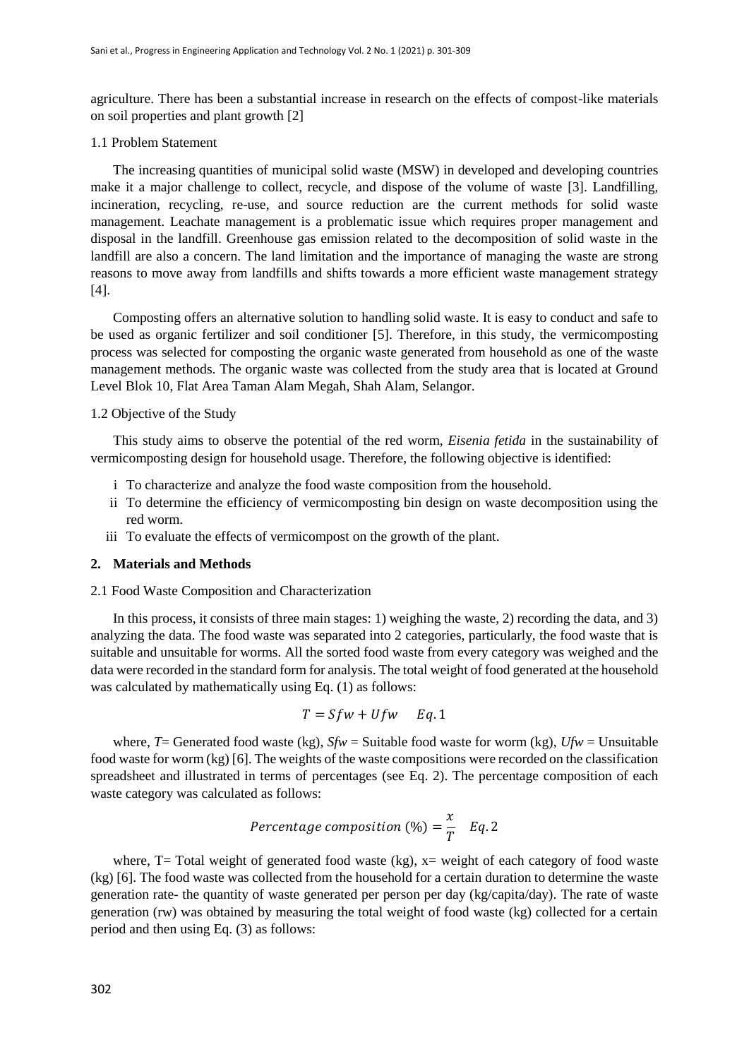agriculture. There has been a substantial increase in research on the effects of compost-like materials on soil properties and plant growth [2]

### 1.1 Problem Statement

The increasing quantities of municipal solid waste (MSW) in developed and developing countries make it a major challenge to collect, recycle, and dispose of the volume of waste [3]. Landfilling, incineration, recycling, re-use, and source reduction are the current methods for solid waste management. Leachate management is a problematic issue which requires proper management and disposal in the landfill. Greenhouse gas emission related to the decomposition of solid waste in the landfill are also a concern. The land limitation and the importance of managing the waste are strong reasons to move away from landfills and shifts towards a more efficient waste management strategy [4].

Composting offers an alternative solution to handling solid waste. It is easy to conduct and safe to be used as organic fertilizer and soil conditioner [5]. Therefore, in this study, the vermicomposting process was selected for composting the organic waste generated from household as one of the waste management methods. The organic waste was collected from the study area that is located at Ground Level Blok 10, Flat Area Taman Alam Megah, Shah Alam, Selangor.

### 1.2 Objective of the Study

This study aims to observe the potential of the red worm, *Eisenia fetida* in the sustainability of vermicomposting design for household usage. Therefore, the following objective is identified:

i. To characterize and analyze the food waste composition from the household.
ii. To determine the efficiency of vermicomposting bin design on waste decomposition using the red worm.
iii. To evaluate the effects of vermicompost on the growth of the plant.

## 2. Materials and Methods

### 2.1 Food Waste Composition and Characterization

In this process, it consists of three main stages: 1) weighing the waste, 2) recording the data, and 3) analyzing the data. The food waste was separated into 2 categories, particularly, the food waste that is suitable and unsuitable for worms. All the sorted food waste from every category was weighed and the data were recorded in the standard form for analysis. The total weight of food generated at the household was calculated by mathematically using Eq. (1) as follows:

$$T = Sfw + Ufw \quad Eq.1$$

where, $T$= Generated food waste (kg), $Sfw$ = Suitable food waste for worm (kg), $Ufw$ = Unsuitable food waste for worm (kg) [6]. The weights of the waste compositions were recorded on the classification spreadsheet and illustrated in terms of percentages (see Eq. 2). The percentage composition of each waste category was calculated as follows:

$$Percentage\ composition\ (\%) = \frac{x}{T} \quad Eq.2$$

where, T= Total weight of generated food waste (kg), x= weight of each category of food waste (kg) [6]. The food waste was collected from the household for a certain duration to determine the waste generation rate- the quantity of waste generated per person per day (kg/capita/day). The rate of waste generation (rw) was obtained by measuring the total weight of food waste (kg) collected for a certain period and then using Eq. (3) as follows: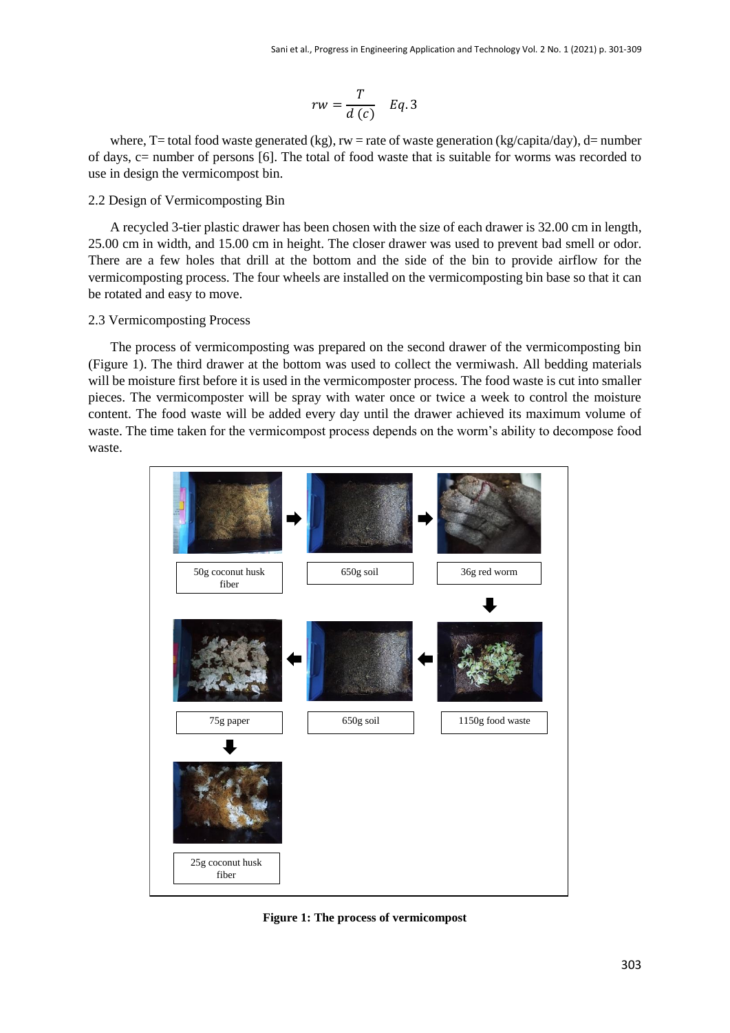$$rw = \frac{T}{d\,(c)} \quad Eq. 3$$

where, T= total food waste generated (kg), rw = rate of waste generation (kg/capita/day), d= number of days, c= number of persons [6]. The total of food waste that is suitable for worms was recorded to use in design the vermicompost bin.

## 2.2 Design of Vermicomposting Bin

A recycled 3-tier plastic drawer has been chosen with the size of each drawer is 32.00 cm in length, 25.00 cm in width, and 15.00 cm in height. The closer drawer was used to prevent bad smell or odor. There are a few holes that drill at the bottom and the side of the bin to provide airflow for the vermicomposting process. The four wheels are installed on the vermicomposting bin base so that it can be rotated and easy to move.

## 2.3 Vermicomposting Process

The process of vermicomposting was prepared on the second drawer of the vermicomposting bin (Figure 1). The third drawer at the bottom was used to collect the vermiwash. All bedding materials will be moisture first before it is used in the vermicomposter process. The food waste is cut into smaller pieces. The vermicomposter will be spray with water once or twice a week to control the moisture content. The food waste will be added every day until the drawer achieved its maximum volume of waste. The time taken for the vermicompost process depends on the worm's ability to decompose food waste.

50g coconut husk fiber → 650g soil → 36g red worm → 1150g food waste → 650g soil → 75g paper → 25g coconut husk fiber

**Figure 1: The process of vermicompost**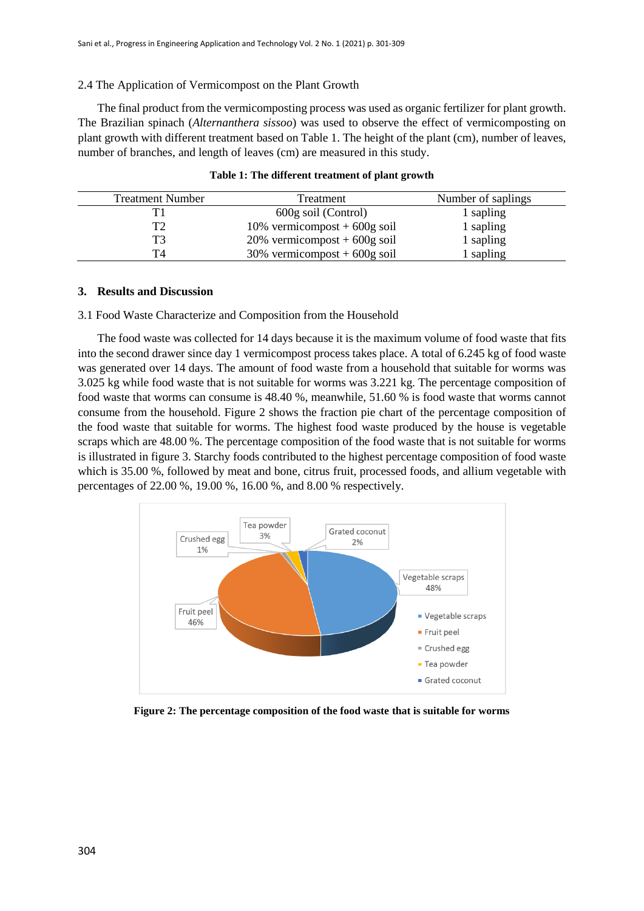2.4 The Application of Vermicompost on the Plant Growth

The final product from the vermicomposting process was used as organic fertilizer for plant growth. The Brazilian spinach (*Alternanthera sissoo*) was used to observe the effect of vermicomposting on plant growth with different treatment based on Table 1. The height of the plant (cm), number of leaves, number of branches, and length of leaves (cm) are measured in this study.

**Table 1: The different treatment of plant growth**

| Treatment Number | Treatment | Number of saplings |
|---|---|---|
| T1 | 600g soil (Control) | 1 sapling |
| T2 | 10% vermicompost + 600g soil | 1 sapling |
| T3 | 20% vermicompost + 600g soil | 1 sapling |
| T4 | 30% vermicompost + 600g soil | 1 sapling |

## 3. Results and Discussion

3.1 Food Waste Characterize and Composition from the Household

The food waste was collected for 14 days because it is the maximum volume of food waste that fits into the second drawer since day 1 vermicompost process takes place. A total of 6.245 kg of food waste was generated over 14 days. The amount of food waste from a household that suitable for worms was 3.025 kg while food waste that is not suitable for worms was 3.221 kg. The percentage composition of food waste that worms can consume is 48.40 %, meanwhile, 51.60 % is food waste that worms cannot consume from the household. Figure 2 shows the fraction pie chart of the percentage composition of the food waste that suitable for worms. The highest food waste produced by the house is vegetable scraps which are 48.00 %. The percentage composition of the food waste that is not suitable for worms is illustrated in figure 3. Starchy foods contributed to the highest percentage composition of food waste which is 35.00 %, followed by meat and bone, citrus fruit, processed foods, and allium vegetable with percentages of 22.00 %, 19.00 %, 16.00 %, and 8.00 % respectively.

**Figure 2: The percentage composition of the food waste that is suitable for worms**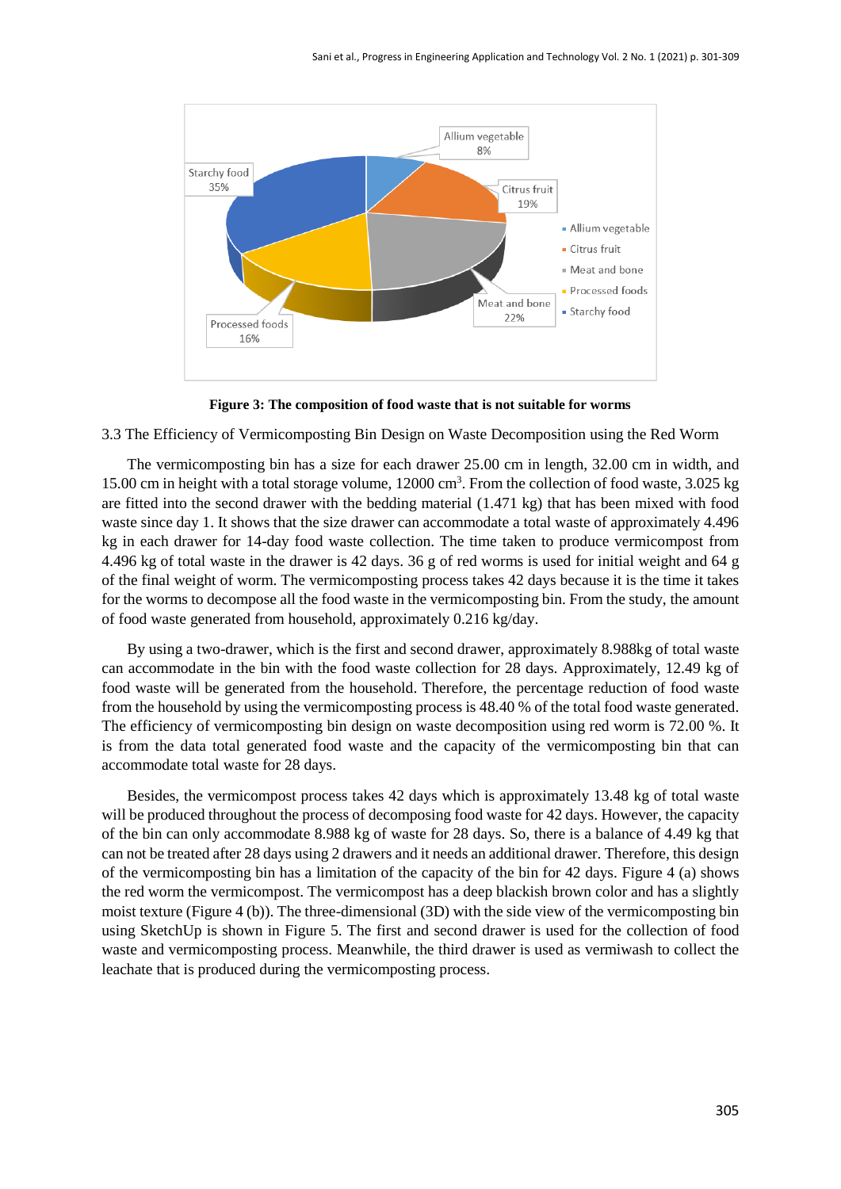Figure 3: The composition of food waste that is not suitable for worms

3.3 The Efficiency of Vermicomposting Bin Design on Waste Decomposition using the Red Worm

The vermicomposting bin has a size for each drawer 25.00 cm in length, 32.00 cm in width, and 15.00 cm in height with a total storage volume, 12000 cm$^3$. From the collection of food waste, 3.025 kg are fitted into the second drawer with the bedding material (1.471 kg) that has been mixed with food waste since day 1. It shows that the size drawer can accommodate a total waste of approximately 4.496 kg in each drawer for 14-day food waste collection. The time taken to produce vermicompost from 4.496 kg of total waste in the drawer is 42 days. 36 g of red worms is used for initial weight and 64 g of the final weight of worm. The vermicomposting process takes 42 days because it is the time it takes for the worms to decompose all the food waste in the vermicomposting bin. From the study, the amount of food waste generated from household, approximately 0.216 kg/day.

By using a two-drawer, which is the first and second drawer, approximately 8.988kg of total waste can accommodate in the bin with the food waste collection for 28 days. Approximately, 12.49 kg of food waste will be generated from the household. Therefore, the percentage reduction of food waste from the household by using the vermicomposting process is 48.40 % of the total food waste generated. The efficiency of vermicomposting bin design on waste decomposition using red worm is 72.00 %. It is from the data total generated food waste and the capacity of the vermicomposting bin that can accommodate total waste for 28 days.

Besides, the vermicompost process takes 42 days which is approximately 13.48 kg of total waste will be produced throughout the process of decomposing food waste for 42 days. However, the capacity of the bin can only accommodate 8.988 kg of waste for 28 days. So, there is a balance of 4.49 kg that can not be treated after 28 days using 2 drawers and it needs an additional drawer. Therefore, this design of the vermicomposting bin has a limitation of the capacity of the bin for 42 days. Figure 4 (a) shows the red worm the vermicompost. The vermicompost has a deep blackish brown color and has a slightly moist texture (Figure 4 (b)). The three-dimensional (3D) with the side view of the vermicomposting bin using SketchUp is shown in Figure 5. The first and second drawer is used for the collection of food waste and vermicomposting process. Meanwhile, the third drawer is used as vermiwash to collect the leachate that is produced during the vermicomposting process.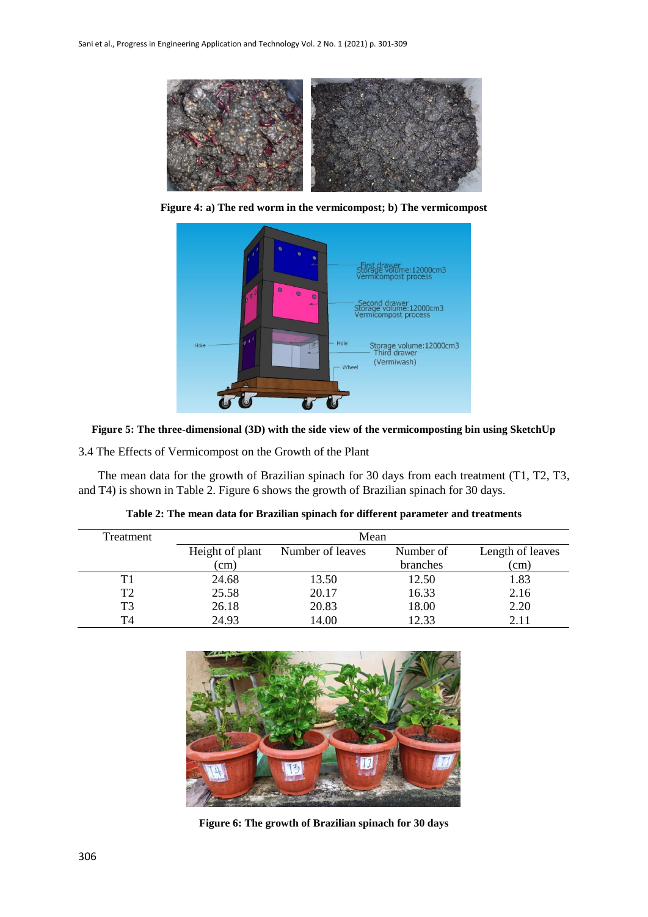Figure 4: a) The red worm in the vermicompost; b) The vermicompost

Figure 5: The three-dimensional (3D) with the side view of the vermicomposting bin using SketchUp

### 3.4 The Effects of Vermicompost on the Growth of the Plant

The mean data for the growth of Brazilian spinach for 30 days from each treatment (T1, T2, T3, and T4) is shown in Table 2. Figure 6 shows the growth of Brazilian spinach for 30 days.

**Table 2: The mean data for Brazilian spinach for different parameter and treatments**

| Treatment | Mean | | | |
|---|---|---|---|---|
| | Height of plant (cm) | Number of leaves | Number of branches | Length of leaves (cm) |
| T1 | 24.68 | 13.50 | 12.50 | 1.83 |
| T2 | 25.58 | 20.17 | 16.33 | 2.16 |
| T3 | 26.18 | 20.83 | 18.00 | 2.20 |
| T4 | 24.93 | 14.00 | 12.33 | 2.11 |

Figure 6: The growth of Brazilian spinach for 30 days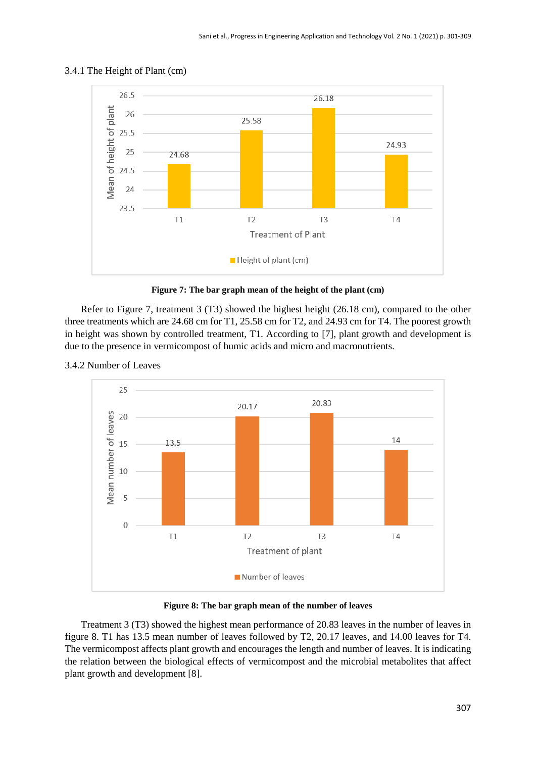3.4.1 The Height of Plant (cm)

**Figure 7: The bar graph mean of the height of the plant (cm)**

Refer to Figure 7, treatment 3 (T3) showed the highest height (26.18 cm), compared to the other three treatments which are 24.68 cm for T1, 25.58 cm for T2, and 24.93 cm for T4. The poorest growth in height was shown by controlled treatment, T1. According to [7], plant growth and development is due to the presence in vermicompost of humic acids and micro and macronutrients.

3.4.2 Number of Leaves

**Figure 8: The bar graph mean of the number of leaves**

Treatment 3 (T3) showed the highest mean performance of 20.83 leaves in the number of leaves in figure 8. T1 has 13.5 mean number of leaves followed by T2, 20.17 leaves, and 14.00 leaves for T4. The vermicompost affects plant growth and encourages the length and number of leaves. It is indicating the relation between the biological effects of vermicompost and the microbial metabolites that affect plant growth and development [8].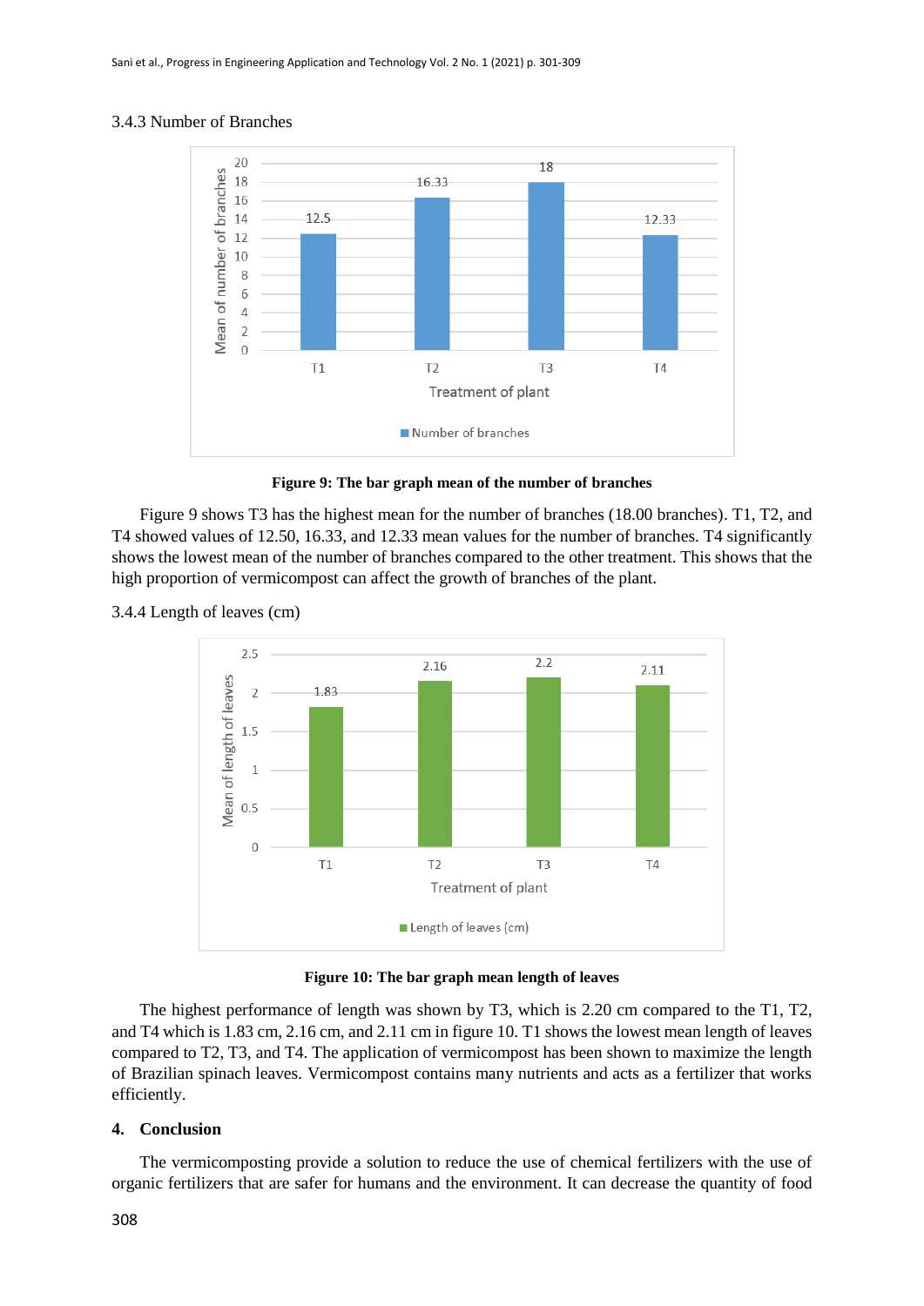3.4.3 Number of Branches

**Figure 9: The bar graph mean of the number of branches**

Figure 9 shows T3 has the highest mean for the number of branches (18.00 branches). T1, T2, and T4 showed values of 12.50, 16.33, and 12.33 mean values for the number of branches. T4 significantly shows the lowest mean of the number of branches compared to the other treatment. This shows that the high proportion of vermicompost can affect the growth of branches of the plant.

3.4.4 Length of leaves (cm)

**Figure 10: The bar graph mean length of leaves**

The highest performance of length was shown by T3, which is 2.20 cm compared to the T1, T2, and T4 which is 1.83 cm, 2.16 cm, and 2.11 cm in figure 10. T1 shows the lowest mean length of leaves compared to T2, T3, and T4. The application of vermicompost has been shown to maximize the length of Brazilian spinach leaves. Vermicompost contains many nutrients and acts as a fertilizer that works efficiently.

## 4. Conclusion

The vermicomposting provide a solution to reduce the use of chemical fertilizers with the use of organic fertilizers that are safer for humans and the environment. It can decrease the quantity of food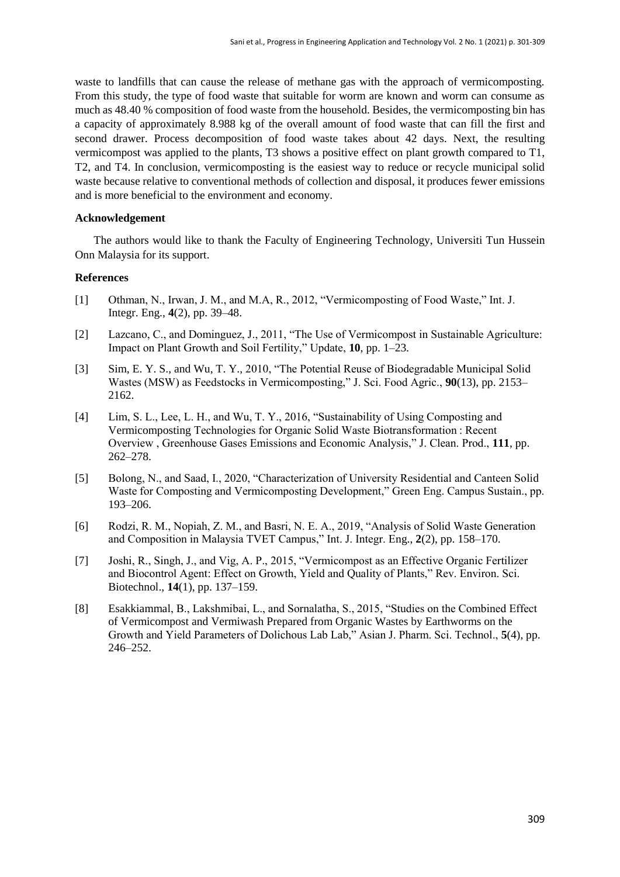waste to landfills that can cause the release of methane gas with the approach of vermicomposting. From this study, the type of food waste that suitable for worm are known and worm can consume as much as 48.40 % composition of food waste from the household. Besides, the vermicomposting bin has a capacity of approximately 8.988 kg of the overall amount of food waste that can fill the first and second drawer. Process decomposition of food waste takes about 42 days. Next, the resulting vermicompost was applied to the plants, T3 shows a positive effect on plant growth compared to T1, T2, and T4. In conclusion, vermicomposting is the easiest way to reduce or recycle municipal solid waste because relative to conventional methods of collection and disposal, it produces fewer emissions and is more beneficial to the environment and economy.

### Acknowledgement

The authors would like to thank the Faculty of Engineering Technology, Universiti Tun Hussein Onn Malaysia for its support.

### References

[1] Othman, N., Irwan, J. M., and M.A, R., 2012, "Vermicomposting of Food Waste," Int. J. Integr. Eng., **4**(2), pp. 39–48.

[2] Lazcano, C., and Dominguez, J., 2011, "The Use of Vermicompost in Sustainable Agriculture: Impact on Plant Growth and Soil Fertility," Update, **10**, pp. 1–23.

[3] Sim, E. Y. S., and Wu, T. Y., 2010, "The Potential Reuse of Biodegradable Municipal Solid Wastes (MSW) as Feedstocks in Vermicomposting," J. Sci. Food Agric., **90**(13), pp. 2153–2162.

[4] Lim, S. L., Lee, L. H., and Wu, T. Y., 2016, "Sustainability of Using Composting and Vermicomposting Technologies for Organic Solid Waste Biotransformation : Recent Overview , Greenhouse Gases Emissions and Economic Analysis," J. Clean. Prod., **111**, pp. 262–278.

[5] Bolong, N., and Saad, I., 2020, "Characterization of University Residential and Canteen Solid Waste for Composting and Vermicomposting Development," Green Eng. Campus Sustain., pp. 193–206.

[6] Rodzi, R. M., Nopiah, Z. M., and Basri, N. E. A., 2019, "Analysis of Solid Waste Generation and Composition in Malaysia TVET Campus," Int. J. Integr. Eng., **2**(2), pp. 158–170.

[7] Joshi, R., Singh, J., and Vig, A. P., 2015, "Vermicompost as an Effective Organic Fertilizer and Biocontrol Agent: Effect on Growth, Yield and Quality of Plants," Rev. Environ. Sci. Biotechnol., **14**(1), pp. 137–159.

[8] Esakkiammal, B., Lakshmibai, L., and Sornalatha, S., 2015, "Studies on the Combined Effect of Vermicompost and Vermiwash Prepared from Organic Wastes by Earthworms on the Growth and Yield Parameters of Dolichous Lab Lab," Asian J. Pharm. Sci. Technol., **5**(4), pp. 246–252.